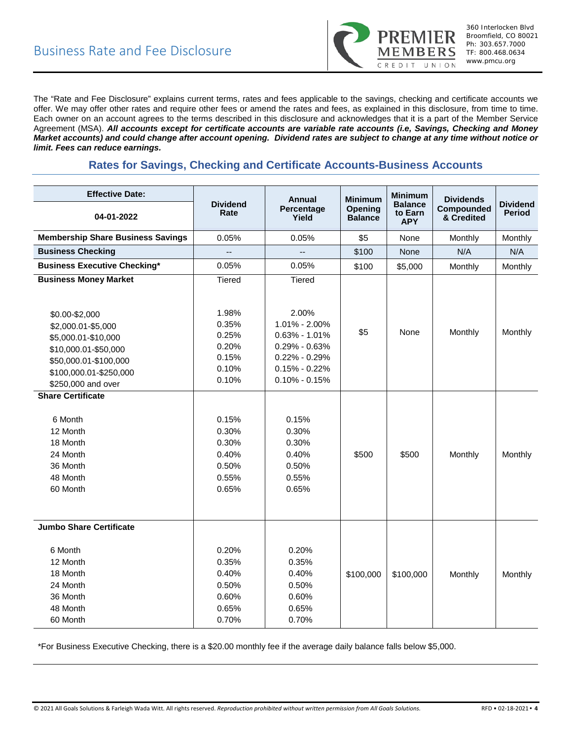# Business Rate and Fee Disclosure

PREMIER MEMBERS CREDIT UNION

360 Interlocken Blvd
Broomfield, CO 80021
Ph: 303.657.7000
TF: 800.468.0634
www.pmcu.org

The "Rate and Fee Disclosure" explains current terms, rates and fees applicable to the savings, checking and certificate accounts we offer. We may offer other rates and require other fees or amend the rates and fees, as explained in this disclosure, from time to time. Each owner on an account agrees to the terms described in this disclosure and acknowledges that it is a part of the Member Service Agreement (MSA). ***All accounts except for certificate accounts are variable rate accounts (i.e, Savings, Checking and Money Market accounts) and could change after account opening. Dividend rates are subject to change at any time without notice or limit. Fees can reduce earnings.***

## Rates for Savings, Checking and Certificate Accounts-Business Accounts

| Effective Date: 04-01-2022 | Dividend Rate | Annual Percentage Yield | Minimum Opening Balance | Minimum Balance to Earn APY | Dividends Compounded & Credited | Dividend Period |
|---|---|---|---|---|---|---|
| **Membership Share Business Savings** | 0.05% | 0.05% | $5 | None | Monthly | Monthly |
| **Business Checking** | -- | -- | $100 | None | N/A | N/A |
| **Business Executive Checking*** | 0.05% | 0.05% | $100 | $5,000 | Monthly | Monthly |
| **Business Money Market** | Tiered | Tiered | $5 | None | Monthly | Monthly |
| $0.00-$2,000 | 1.98% | 2.00% | | | | |
| $2,000.01-$5,000 | 0.35% | 1.01% - 2.00% | | | | |
| $5,000.01-$10,000 | 0.25% | 0.63% - 1.01% | | | | |
| $10,000.01-$50,000 | 0.20% | 0.29% - 0.63% | | | | |
| $50,000.01-$100,000 | 0.15% | 0.22% - 0.29% | | | | |
| $100,000.01-$250,000 | 0.10% | 0.15% - 0.22% | | | | |
| $250,000 and over | 0.10% | 0.10% - 0.15% | | | | |
| **Share Certificate** | | | $500 | $500 | Monthly | Monthly |
| 6 Month | 0.15% | 0.15% | | | | |
| 12 Month | 0.30% | 0.30% | | | | |
| 18 Month | 0.30% | 0.30% | | | | |
| 24 Month | 0.40% | 0.40% | | | | |
| 36 Month | 0.50% | 0.50% | | | | |
| 48 Month | 0.55% | 0.55% | | | | |
| 60 Month | 0.65% | 0.65% | | | | |
| **Jumbo Share Certificate** | | | $100,000 | $100,000 | Monthly | Monthly |
| 6 Month | 0.20% | 0.20% | | | | |
| 12 Month | 0.35% | 0.35% | | | | |
| 18 Month | 0.40% | 0.40% | | | | |
| 24 Month | 0.50% | 0.50% | | | | |
| 36 Month | 0.60% | 0.60% | | | | |
| 48 Month | 0.65% | 0.65% | | | | |
| 60 Month | 0.70% | 0.70% | | | | |

*For Business Executive Checking, there is a $20.00 monthly fee if the average daily balance falls below $5,000.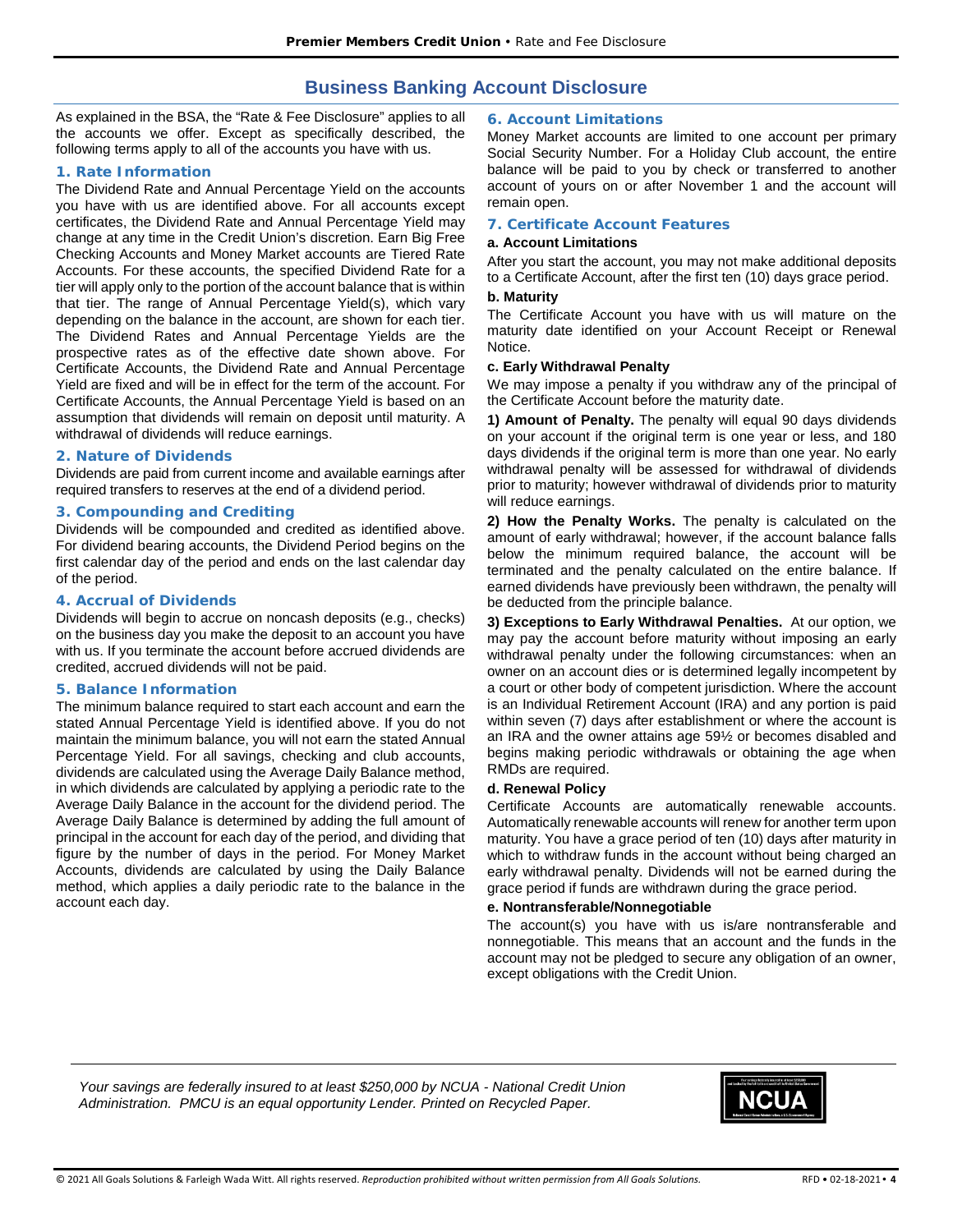## Business Banking Account Disclosure

As explained in the BSA, the "Rate & Fee Disclosure" applies to all the accounts we offer. Except as specifically described, the following terms apply to all of the accounts you have with us.

### 1. Rate Information

The Dividend Rate and Annual Percentage Yield on the accounts you have with us are identified above. For all accounts except certificates, the Dividend Rate and Annual Percentage Yield may change at any time in the Credit Union's discretion. Earn Big Free Checking Accounts and Money Market accounts are Tiered Rate Accounts. For these accounts, the specified Dividend Rate for a tier will apply only to the portion of the account balance that is within that tier. The range of Annual Percentage Yield(s), which vary depending on the balance in the account, are shown for each tier. The Dividend Rates and Annual Percentage Yields are the prospective rates as of the effective date shown above. For Certificate Accounts, the Dividend Rate and Annual Percentage Yield are fixed and will be in effect for the term of the account. For Certificate Accounts, the Annual Percentage Yield is based on an assumption that dividends will remain on deposit until maturity. A withdrawal of dividends will reduce earnings.

### 2. Nature of Dividends

Dividends are paid from current income and available earnings after required transfers to reserves at the end of a dividend period.

### 3. Compounding and Crediting

Dividends will be compounded and credited as identified above. For dividend bearing accounts, the Dividend Period begins on the first calendar day of the period and ends on the last calendar day of the period.

### 4. Accrual of Dividends

Dividends will begin to accrue on noncash deposits (e.g., checks) on the business day you make the deposit to an account you have with us. If you terminate the account before accrued dividends are credited, accrued dividends will not be paid.

### 5. Balance Information

The minimum balance required to start each account and earn the stated Annual Percentage Yield is identified above. If you do not maintain the minimum balance, you will not earn the stated Annual Percentage Yield. For all savings, checking and club accounts, dividends are calculated using the Average Daily Balance method, in which dividends are calculated by applying a periodic rate to the Average Daily Balance in the account for the dividend period. The Average Daily Balance is determined by adding the full amount of principal in the account for each day of the period, and dividing that figure by the number of days in the period. For Money Market Accounts, dividends are calculated by using the Daily Balance method, which applies a daily periodic rate to the balance in the account each day.

### 6. Account Limitations

Money Market accounts are limited to one account per primary Social Security Number. For a Holiday Club account, the entire balance will be paid to you by check or transferred to another account of yours on or after November 1 and the account will remain open.

### 7. Certificate Account Features

**a. Account Limitations**

After you start the account, you may not make additional deposits to a Certificate Account, after the first ten (10) days grace period.

**b. Maturity**

The Certificate Account you have with us will mature on the maturity date identified on your Account Receipt or Renewal Notice.

**c. Early Withdrawal Penalty**

We may impose a penalty if you withdraw any of the principal of the Certificate Account before the maturity date.

**1) Amount of Penalty.** The penalty will equal 90 days dividends on your account if the original term is one year or less, and 180 days dividends if the original term is more than one year. No early withdrawal penalty will be assessed for withdrawal of dividends prior to maturity; however withdrawal of dividends prior to maturity will reduce earnings.

**2) How the Penalty Works.** The penalty is calculated on the amount of early withdrawal; however, if the account balance falls below the minimum required balance, the account will be terminated and the penalty calculated on the entire balance. If earned dividends have previously been withdrawn, the penalty will be deducted from the principle balance.

**3) Exceptions to Early Withdrawal Penalties.** At our option, we may pay the account before maturity without imposing an early withdrawal penalty under the following circumstances: when an owner on an account dies or is determined legally incompetent by a court or other body of competent jurisdiction. Where the account is an Individual Retirement Account (IRA) and any portion is paid within seven (7) days after establishment or where the account is an IRA and the owner attains age 59½ or becomes disabled and begins making periodic withdrawals or obtaining the age when RMDs are required.

**d. Renewal Policy**

Certificate Accounts are automatically renewable accounts. Automatically renewable accounts will renew for another term upon maturity. You have a grace period of ten (10) days after maturity in which to withdraw funds in the account without being charged an early withdrawal penalty. Dividends will not be earned during the grace period if funds are withdrawn during the grace period.

**e. Nontransferable/Nonnegotiable**

The account(s) you have with us is/are nontransferable and nonnegotiable. This means that an account and the funds in the account may not be pledged to secure any obligation of an owner, except obligations with the Credit Union.

*Your savings are federally insured to at least $250,000 by NCUA - National Credit Union Administration. PMCU is an equal opportunity Lender. Printed on Recycled Paper.*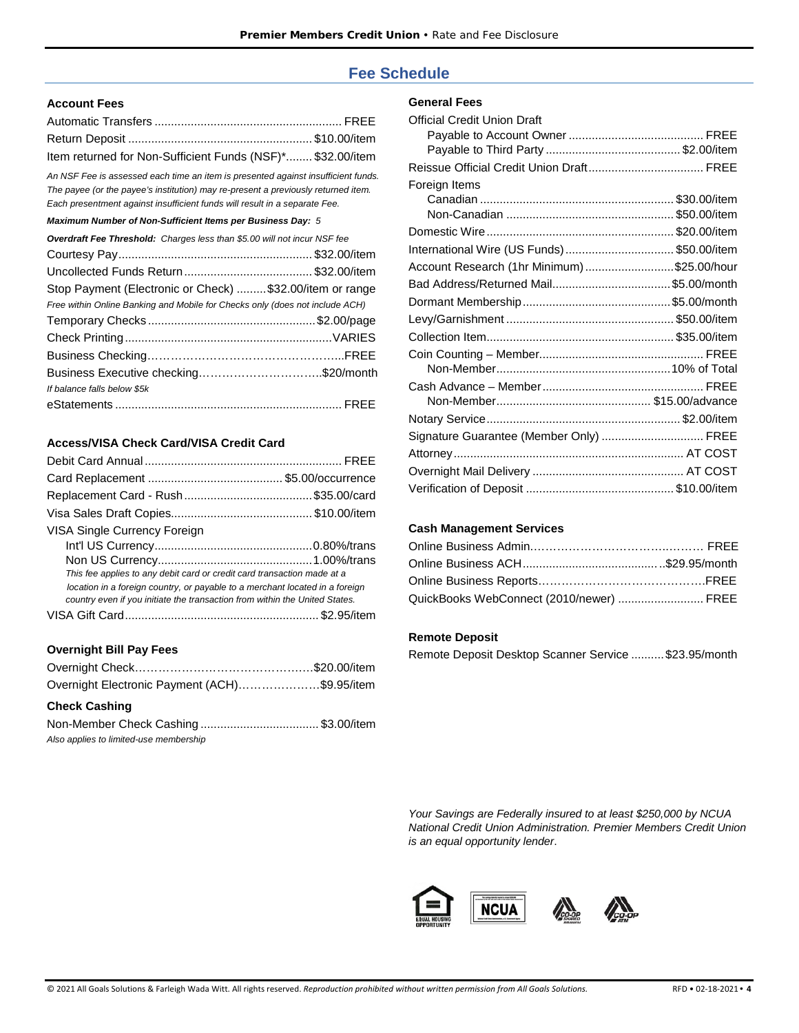## Fee Schedule

### Account Fees

| | |
|---|---|
| Automatic Transfers | FREE |
| Return Deposit | $10.00/item |
| Item returned for Non-Sufficient Funds (NSF)* | $32.00/item |

*An NSF Fee is assessed each time an item is presented against insufficient funds. The payee (or the payee's institution) may re-present a previously returned item. Each presentment against insufficient funds will result in a separate Fee.*

***Maximum Number of Non-Sufficient Items per Business Day:** 5*

***Overdraft Fee Threshold:** Charges less than $5.00 will not incur NSF fee*

| | |
|---|---|
| Courtesy Pay | $32.00/item |
| Uncollected Funds Return | $32.00/item |
| Stop Payment (Electronic or Check) | $32.00/item or range |

*Free within Online Banking and Mobile for Checks only (does not include ACH)*

| | |
|---|---|
| Temporary Checks | $2.00/page |
| Check Printing | VARIES |
| Business Checking | FREE |
| Business Executive checking | $20/month |

*If balance falls below $5k*

| | |
|---|---|
| eStatements | FREE |

### Access/VISA Check Card/VISA Credit Card

| | |
|---|---|
| Debit Card Annual | FREE |
| Card Replacement | $5.00/occurrence |
| Replacement Card - Rush | $35.00/card |
| Visa Sales Draft Copies | $10.00/item |
| VISA Single Currency Foreign | |
| Int'l US Currency | 0.80%/trans |
| Non US Currency | 1.00%/trans |

*This fee applies to any debit card or credit card transaction made at a location in a foreign country, or payable to a merchant located in a foreign country even if you initiate the transaction from within the United States.*

| | |
|---|---|
| VISA Gift Card | $2.95/item |

### Overnight Bill Pay Fees

| | |
|---|---|
| Overnight Check | $20.00/item |
| Overnight Electronic Payment (ACH) | $9.95/item |

### Check Cashing

| | |
|---|---|
| Non-Member Check Cashing | $3.00/item |

*Also applies to limited-use membership*

### General Fees

| | |
|---|---|
| Official Credit Union Draft | |
| Payable to Account Owner | FREE |
| Payable to Third Party | $2.00/item |
| Reissue Official Credit Union Draft | FREE |
| Foreign Items | |
| Canadian | $30.00/item |
| Non-Canadian | $50.00/item |
| Domestic Wire | $20.00/item |
| International Wire (US Funds) | $50.00/item |
| Account Research (1hr Minimum) | $25.00/hour |
| Bad Address/Returned Mail | $5.00/month |
| Dormant Membership | $5.00/month |
| Levy/Garnishment | $50.00/item |
| Collection Item | $35.00/item |
| Coin Counting – Member | FREE |
| Non-Member | 10% of Total |
| Cash Advance – Member | FREE |
| Non-Member | $15.00/advance |
| Notary Service | $2.00/item |
| Signature Guarantee (Member Only) | FREE |
| Attorney | AT COST |
| Overnight Mail Delivery | AT COST |
| Verification of Deposit | $10.00/item |

### Cash Management Services

| | |
|---|---|
| Online Business Admin | FREE |
| Online Business ACH | $29.95/month |
| Online Business Reports | FREE |
| QuickBooks WebConnect (2010/newer) | FREE |

### Remote Deposit

| | |
|---|---|
| Remote Deposit Desktop Scanner Service | $23.95/month |

*Your Savings are Federally insured to at least $250,000 by NCUA National Credit Union Administration. Premier Members Credit Union is an equal opportunity lender.*

EQUAL HOUSING OPPORTUNITY

NCUA

CO-OP SHARED BRANCH

CO-OP ATM